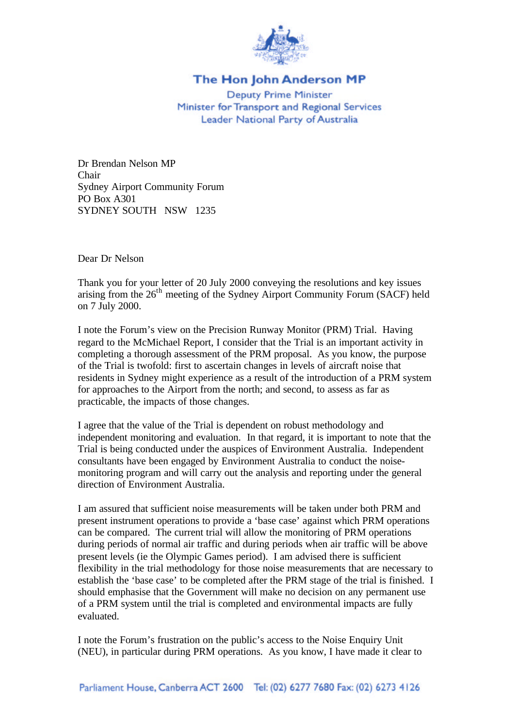# The Hon John Anderson MP

Deputy Prime Minister
Minister for Transport and Regional Services
Leader National Party of Australia

Dr Brendan Nelson MP
Chair
Sydney Airport Community Forum
PO Box A301
SYDNEY SOUTH NSW 1235

Dear Dr Nelson

Thank you for your letter of 20 July 2000 conveying the resolutions and key issues arising from the 26th meeting of the Sydney Airport Community Forum (SACF) held on 7 July 2000.

I note the Forum's view on the Precision Runway Monitor (PRM) Trial. Having regard to the McMichael Report, I consider that the Trial is an important activity in completing a thorough assessment of the PRM proposal. As you know, the purpose of the Trial is twofold: first to ascertain changes in levels of aircraft noise that residents in Sydney might experience as a result of the introduction of a PRM system for approaches to the Airport from the north; and second, to assess as far as practicable, the impacts of those changes.

I agree that the value of the Trial is dependent on robust methodology and independent monitoring and evaluation. In that regard, it is important to note that the Trial is being conducted under the auspices of Environment Australia. Independent consultants have been engaged by Environment Australia to conduct the noise-monitoring program and will carry out the analysis and reporting under the general direction of Environment Australia.

I am assured that sufficient noise measurements will be taken under both PRM and present instrument operations to provide a 'base case' against which PRM operations can be compared. The current trial will allow the monitoring of PRM operations during periods of normal air traffic and during periods when air traffic will be above present levels (ie the Olympic Games period). I am advised there is sufficient flexibility in the trial methodology for those noise measurements that are necessary to establish the 'base case' to be completed after the PRM stage of the trial is finished. I should emphasise that the Government will make no decision on any permanent use of a PRM system until the trial is completed and environmental impacts are fully evaluated.

I note the Forum's frustration on the public's access to the Noise Enquiry Unit (NEU), in particular during PRM operations. As you know, I have made it clear to

Parliament House, Canberra ACT 2600 Tel: (02) 6277 7680 Fax: (02) 6273 4126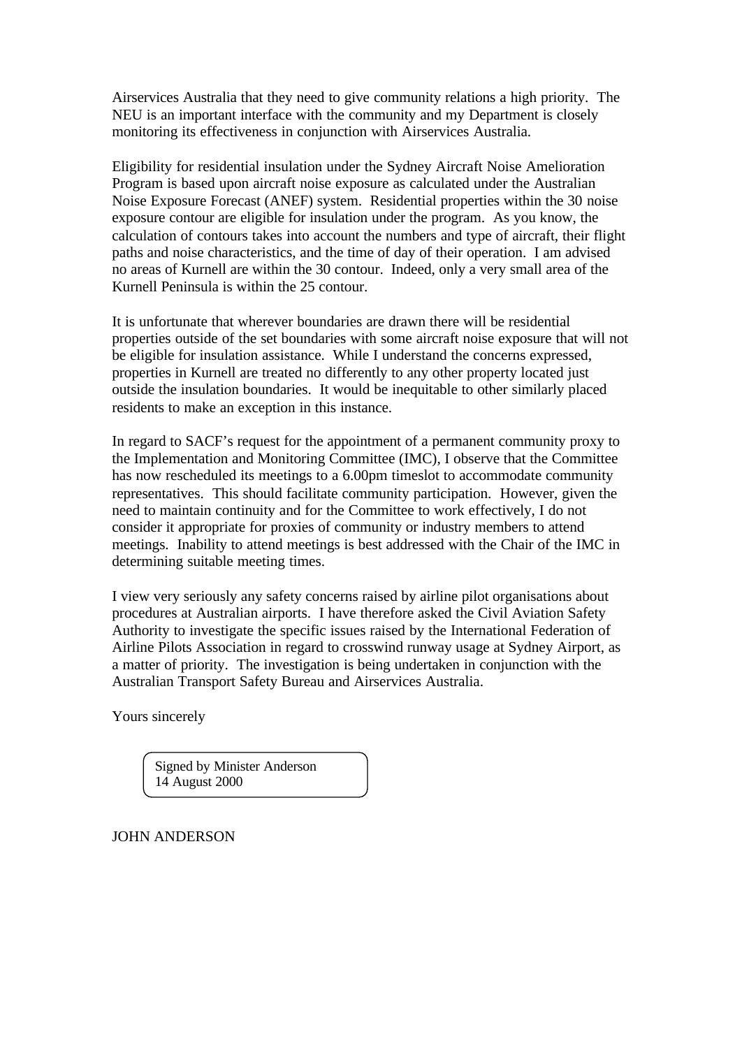Airservices Australia that they need to give community relations a high priority. The NEU is an important interface with the community and my Department is closely monitoring its effectiveness in conjunction with Airservices Australia.

Eligibility for residential insulation under the Sydney Aircraft Noise Amelioration Program is based upon aircraft noise exposure as calculated under the Australian Noise Exposure Forecast (ANEF) system. Residential properties within the 30 noise exposure contour are eligible for insulation under the program. As you know, the calculation of contours takes into account the numbers and type of aircraft, their flight paths and noise characteristics, and the time of day of their operation. I am advised no areas of Kurnell are within the 30 contour. Indeed, only a very small area of the Kurnell Peninsula is within the 25 contour.

It is unfortunate that wherever boundaries are drawn there will be residential properties outside of the set boundaries with some aircraft noise exposure that will not be eligible for insulation assistance. While I understand the concerns expressed, properties in Kurnell are treated no differently to any other property located just outside the insulation boundaries. It would be inequitable to other similarly placed residents to make an exception in this instance.

In regard to SACF's request for the appointment of a permanent community proxy to the Implementation and Monitoring Committee (IMC), I observe that the Committee has now rescheduled its meetings to a 6.00pm timeslot to accommodate community representatives. This should facilitate community participation. However, given the need to maintain continuity and for the Committee to work effectively, I do not consider it appropriate for proxies of community or industry members to attend meetings. Inability to attend meetings is best addressed with the Chair of the IMC in determining suitable meeting times.

I view very seriously any safety concerns raised by airline pilot organisations about procedures at Australian airports. I have therefore asked the Civil Aviation Safety Authority to investigate the specific issues raised by the International Federation of Airline Pilots Association in regard to crosswind runway usage at Sydney Airport, as a matter of priority. The investigation is being undertaken in conjunction with the Australian Transport Safety Bureau and Airservices Australia.

Yours sincerely

Signed by Minister Anderson
14 August 2000

JOHN ANDERSON